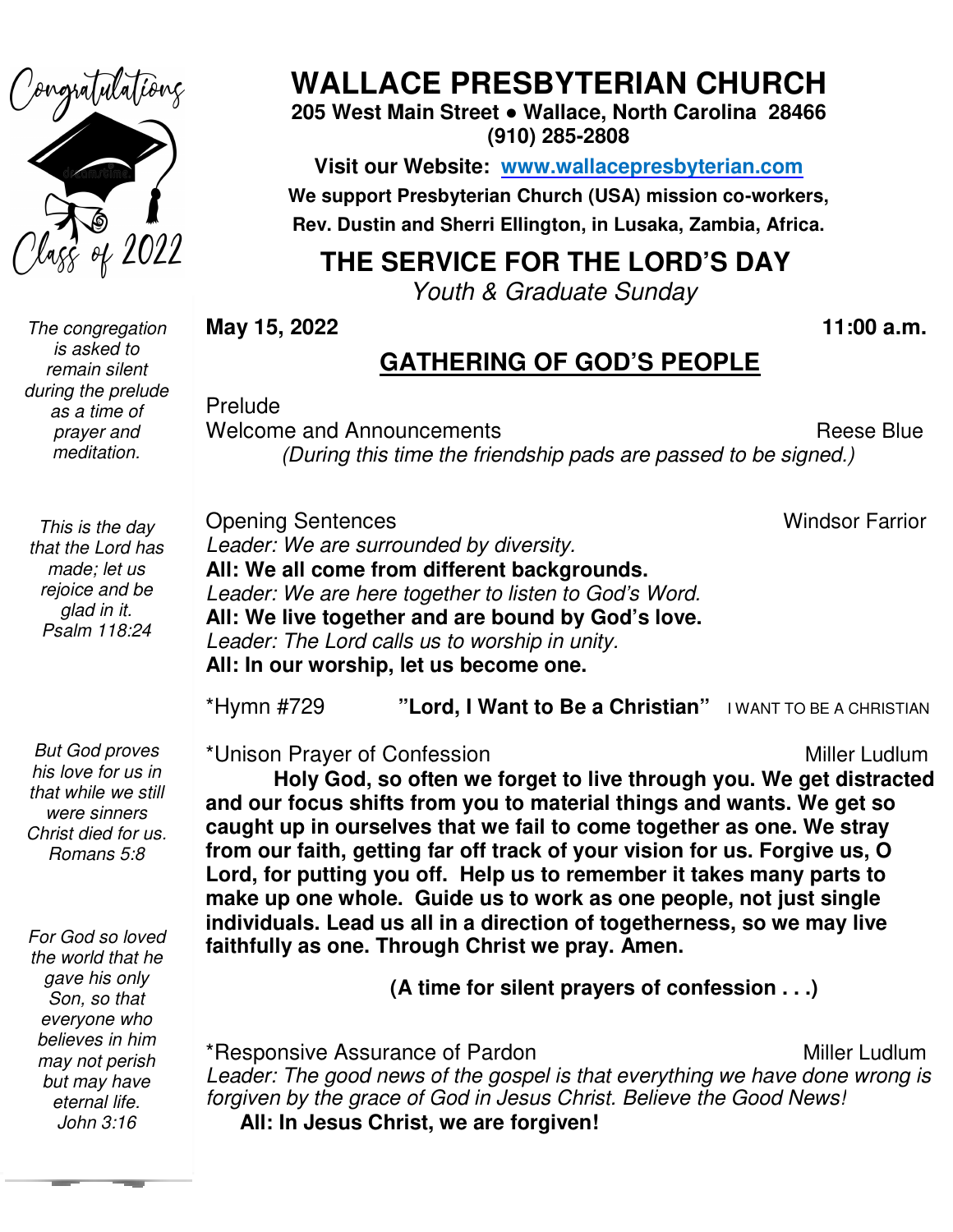Congratulations Class of 2022

# WALLACE PRESBYTERIAN CHURCH

**205 West Main Street • Wallace, North Carolina 28466**
**(910) 285-2808**

**Visit our Website: [www.wallacepresbyterian.com](http://www.wallacepresbyterian.com)**

**We support Presbyterian Church (USA) mission co-workers, Rev. Dustin and Sherri Ellington, in Lusaka, Zambia, Africa.**

## THE SERVICE FOR THE LORD'S DAY

*Youth & Graduate Sunday*

**May 15, 2022** **11:00 a.m.**

## GATHERING OF GOD'S PEOPLE

*The congregation is asked to remain silent during the prelude as a time of prayer and meditation.*

Prelude

Welcome and Announcements — Reese Blue

*(During this time the friendship pads are passed to be signed.)*

*This is the day that the Lord has made; let us rejoice and be glad in it. Psalm 118:24*

Opening Sentences — Windsor Farrior

*Leader: We are surrounded by diversity.*
**All: We all come from different backgrounds.**
*Leader: We are here together to listen to God's Word.*
**All: We live together and are bound by God's love.**
*Leader: The Lord calls us to worship in unity.*
**All: In our worship, let us become one.**

*Hymn #729 **"Lord, I Want to Be a Christian"** I WANT TO BE A CHRISTIAN

*But God proves his love for us in that while we still were sinners Christ died for us. Romans 5:8*

*Unison Prayer of Confession — Miller Ludlum

**Holy God, so often we forget to live through you. We get distracted and our focus shifts from you to material things and wants. We get so caught up in ourselves that we fail to come together as one. We stray from our faith, getting far off track of your vision for us. Forgive us, O Lord, for putting you off. Help us to remember it takes many parts to make up one whole. Guide us to work as one people, not just single individuals. Lead us all in a direction of togetherness, so we may live faithfully as one. Through Christ we pray. Amen.**

**(A time for silent prayers of confession . . .)**

*For God so loved the world that he gave his only Son, so that everyone who believes in him may not perish but may have eternal life. John 3:16*

*Responsive Assurance of Pardon — Miller Ludlum

*Leader: The good news of the gospel is that everything we have done wrong is forgiven by the grace of God in Jesus Christ. Believe the Good News!*
**All: In Jesus Christ, we are forgiven!**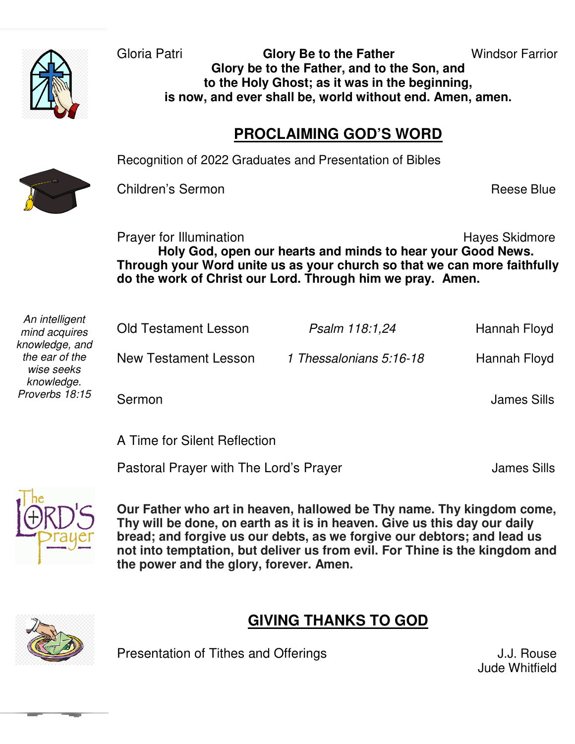Gloria Patri **Glory Be to the Father** Windsor Farrior

**Glory be to the Father, and to the Son, and to the Holy Ghost; as it was in the beginning, is now, and ever shall be, world without end. Amen, amen.**

## PROCLAIMING GOD'S WORD

Recognition of 2022 Graduates and Presentation of Bibles

Children's Sermon Reese Blue

Prayer for Illumination Hayes Skidmore

**Holy God, open our hearts and minds to hear your Good News. Through your Word unite us as your church so that we can more faithfully do the work of Christ our Lord. Through him we pray. Amen.**

*An intelligent mind acquires knowledge, and the ear of the wise seeks knowledge. Proverbs 18:15*

Old Testament Lesson *Psalm 118:1,24* Hannah Floyd

New Testament Lesson *1 Thessalonians 5:16-18* Hannah Floyd

Sermon James Sills

A Time for Silent Reflection

Pastoral Prayer with The Lord's Prayer James Sills

**Our Father who art in heaven, hallowed be Thy name. Thy kingdom come, Thy will be done, on earth as it is in heaven. Give us this day our daily bread; and forgive us our debts, as we forgive our debtors; and lead us not into temptation, but deliver us from evil. For Thine is the kingdom and the power and the glory, forever. Amen.**

## GIVING THANKS TO GOD

Presentation of Tithes and Offerings J.J. Rouse
Jude Whitfield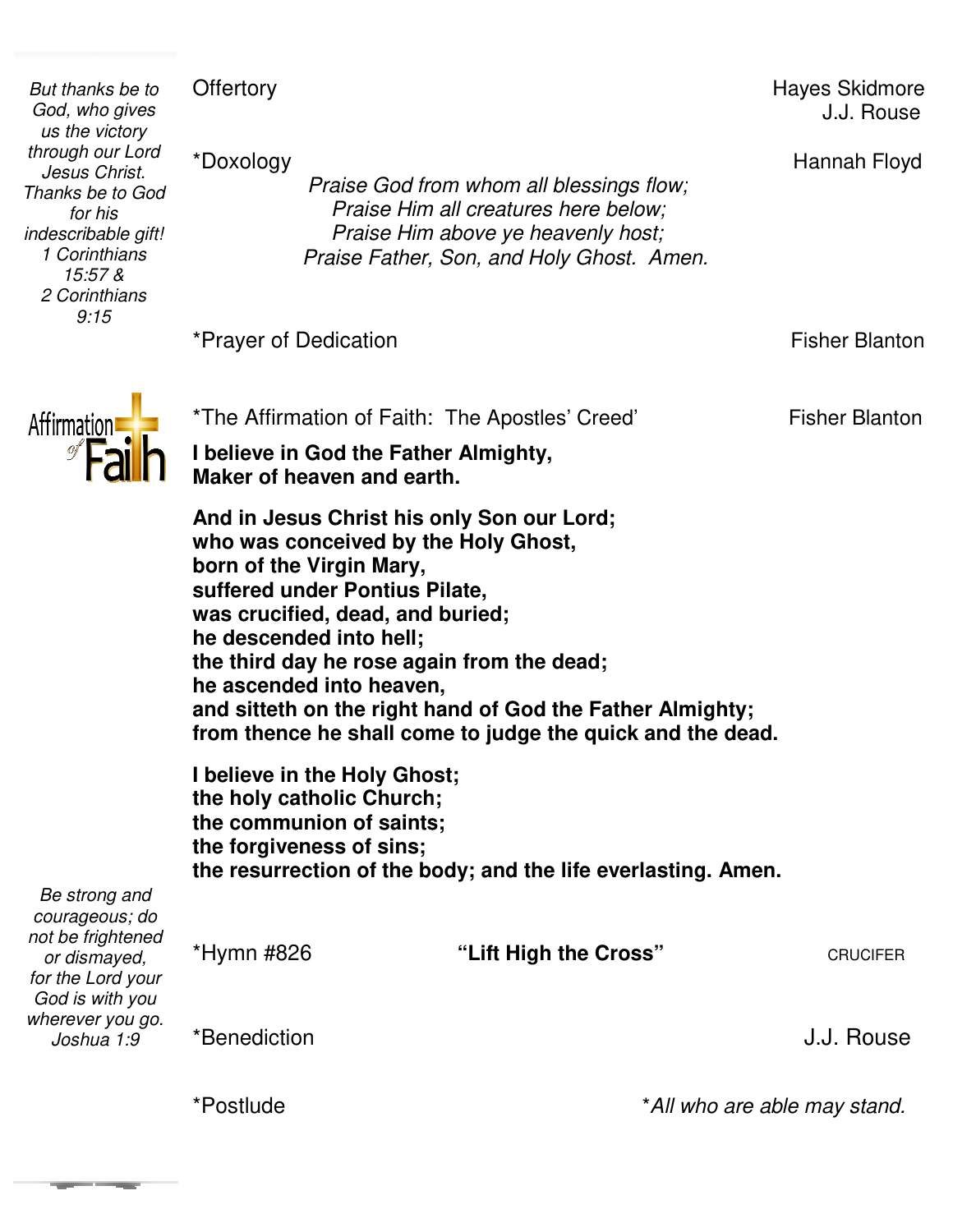*But thanks be to God, who gives us the victory through our Lord Jesus Christ. Thanks be to God for his indescribable gift!*
*1 Corinthians 15:57 &*
*2 Corinthians 9:15*

Offertory — Hayes Skidmore, J.J. Rouse

*Doxology — Hannah Floyd

*Praise God from whom all blessings flow;*
*Praise Him all creatures here below;*
*Praise Him above ye heavenly host;*
*Praise Father, Son, and Holy Ghost. Amen.*

*Prayer of Dedication — Fisher Blanton

Affirmation of Faith

*The Affirmation of Faith: The Apostles' Creed' — Fisher Blanton

**I believe in God the Father Almighty,**
**Maker of heaven and earth.**

**And in Jesus Christ his only Son our Lord;**
**who was conceived by the Holy Ghost,**
**born of the Virgin Mary,**
**suffered under Pontius Pilate,**
**was crucified, dead, and buried;**
**he descended into hell;**
**the third day he rose again from the dead;**
**he ascended into heaven,**
**and sitteth on the right hand of God the Father Almighty;**
**from thence he shall come to judge the quick and the dead.**

**I believe in the Holy Ghost;**
**the holy catholic Church;**
**the communion of saints;**
**the forgiveness of sins;**
**the resurrection of the body; and the life everlasting. Amen.**

*Be strong and courageous; do not be frightened or dismayed, for the Lord your God is with you wherever you go.*
*Joshua 1:9*

*Hymn #826 — **"Lift High the Cross"** — CRUCIFER

*Benediction — J.J. Rouse

*Postlude

**All who are able may stand.*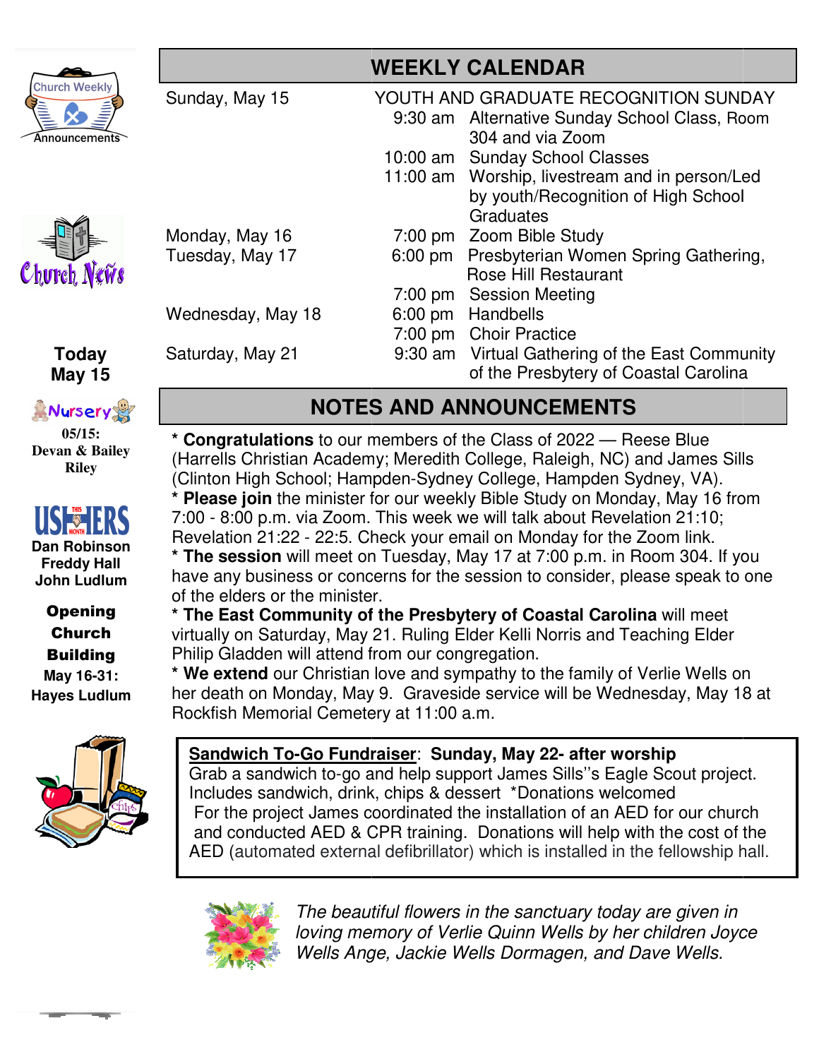Church Weekly Announcements

Church News

**Today**
**May 15**

**Nursery**
**05/15:**
**Devan & Bailey Riley**

**USHERS**
THIS MONTH
**Dan Robinson**
**Freddy Hall**
**John Ludlum**

**Opening Church Building**
**May 16-31:**
**Hayes Ludlum**

## WEEKLY CALENDAR

| | | |
|---|---|---|
| Sunday, May 15 | | YOUTH AND GRADUATE RECOGNITION SUNDAY |
| | 9:30 am | Alternative Sunday School Class, Room 304 and via Zoom |
| | 10:00 am | Sunday School Classes |
| | 11:00 am | Worship, livestream and in person/Led by youth/Recognition of High School Graduates |
| Monday, May 16 | 7:00 pm | Zoom Bible Study |
| Tuesday, May 17 | 6:00 pm | Presbyterian Women Spring Gathering, Rose Hill Restaurant |
| | 7:00 pm | Session Meeting |
| Wednesday, May 18 | 6:00 pm | Handbells |
| | 7:00 pm | Choir Practice |
| Saturday, May 21 | 9:30 am | Virtual Gathering of the East Community of the Presbytery of Coastal Carolina |

## NOTES AND ANNOUNCEMENTS

* **Congratulations** to our members of the Class of 2022 — Reese Blue (Harrells Christian Academy; Meredith College, Raleigh, NC) and James Sills (Clinton High School; Hampden-Sydney College, Hampden Sydney, VA).
* **Please join** the minister for our weekly Bible Study on Monday, May 16 from 7:00 - 8:00 p.m. via Zoom. This week we will talk about Revelation 21:10; Revelation 21:22 - 22:5. Check your email on Monday for the Zoom link.
* **The session** will meet on Tuesday, May 17 at 7:00 p.m. in Room 304. If you have any business or concerns for the session to consider, please speak to one of the elders or the minister.
* **The East Community of the Presbytery of Coastal Carolina** will meet virtually on Saturday, May 21. Ruling Elder Kelli Norris and Teaching Elder Philip Gladden will attend from our congregation.
* **We extend** our Christian love and sympathy to the family of Verlie Wells on her death on Monday, May 9. Graveside service will be Wednesday, May 18 at Rockfish Memorial Cemetery at 11:00 a.m.

**Sandwich To-Go Fundraiser**: **Sunday, May 22- after worship**
Grab a sandwich to-go and help support James Sills''s Eagle Scout project. Includes sandwich, drink, chips & dessert *Donations welcomed
For the project James coordinated the installation of an AED for our church and conducted AED & CPR training. Donations will help with the cost of the AED (automated external defibrillator) which is installed in the fellowship hall.

*The beautiful flowers in the sanctuary today are given in loving memory of Verlie Quinn Wells by her children Joyce Wells Ange, Jackie Wells Dormagen, and Dave Wells.*